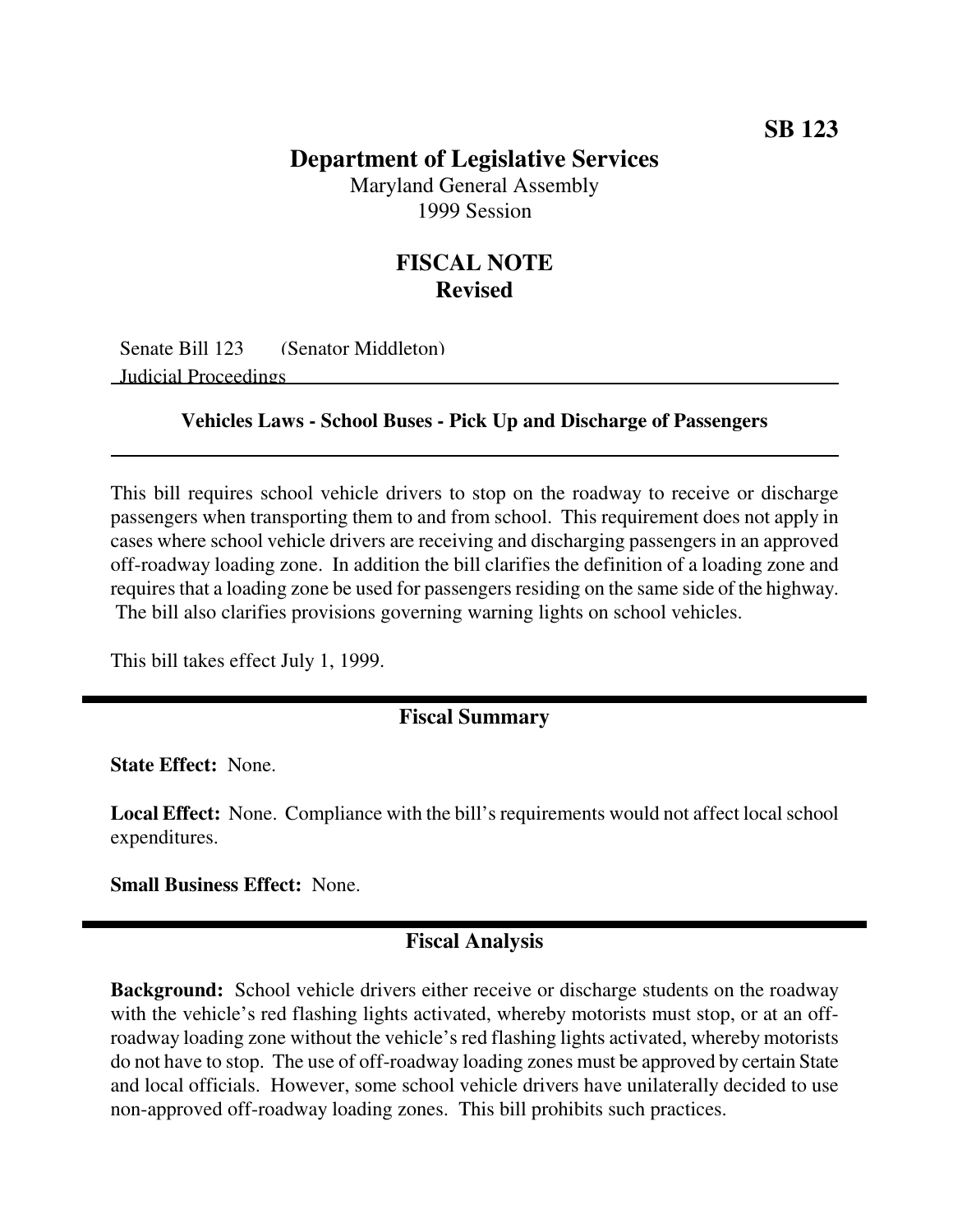**SB 123**

# Department of Legislative Services

Maryland General Assembly
1999 Session

## FISCAL NOTE
## Revised

Senate Bill 123 (Senator Middleton)
Judicial Proceedings

**Vehicles Laws - School Buses - Pick Up and Discharge of Passengers**

This bill requires school vehicle drivers to stop on the roadway to receive or discharge passengers when transporting them to and from school. This requirement does not apply in cases where school vehicle drivers are receiving and discharging passengers in an approved off-roadway loading zone. In addition the bill clarifies the definition of a loading zone and requires that a loading zone be used for passengers residing on the same side of the highway. The bill also clarifies provisions governing warning lights on school vehicles.

This bill takes effect July 1, 1999.

## Fiscal Summary

**State Effect:** None.

**Local Effect:** None. Compliance with the bill's requirements would not affect local school expenditures.

**Small Business Effect:** None.

## Fiscal Analysis

**Background:** School vehicle drivers either receive or discharge students on the roadway with the vehicle's red flashing lights activated, whereby motorists must stop, or at an off-roadway loading zone without the vehicle's red flashing lights activated, whereby motorists do not have to stop. The use of off-roadway loading zones must be approved by certain State and local officials. However, some school vehicle drivers have unilaterally decided to use non-approved off-roadway loading zones. This bill prohibits such practices.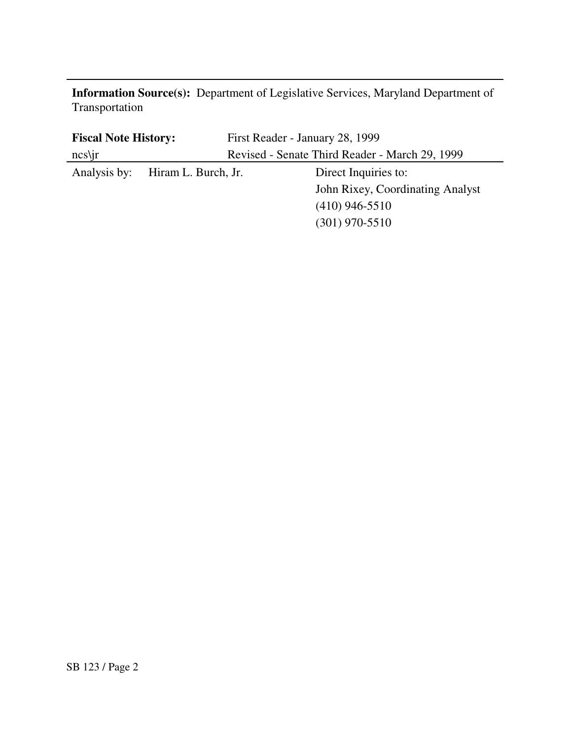**Information Source(s):** Department of Legislative Services, Maryland Department of Transportation

| | |
|---|---|
| **Fiscal Note History:** | First Reader - January 28, 1999 |
| ncs\jr | Revised - Senate Third Reader - March 29, 1999 |

| | | |
|---|---|---|
| Analysis by: | Hiram L. Burch, Jr. | Direct Inquiries to: |
| | | John Rixey, Coordinating Analyst |
| | | (410) 946-5510 |
| | | (301) 970-5510 |